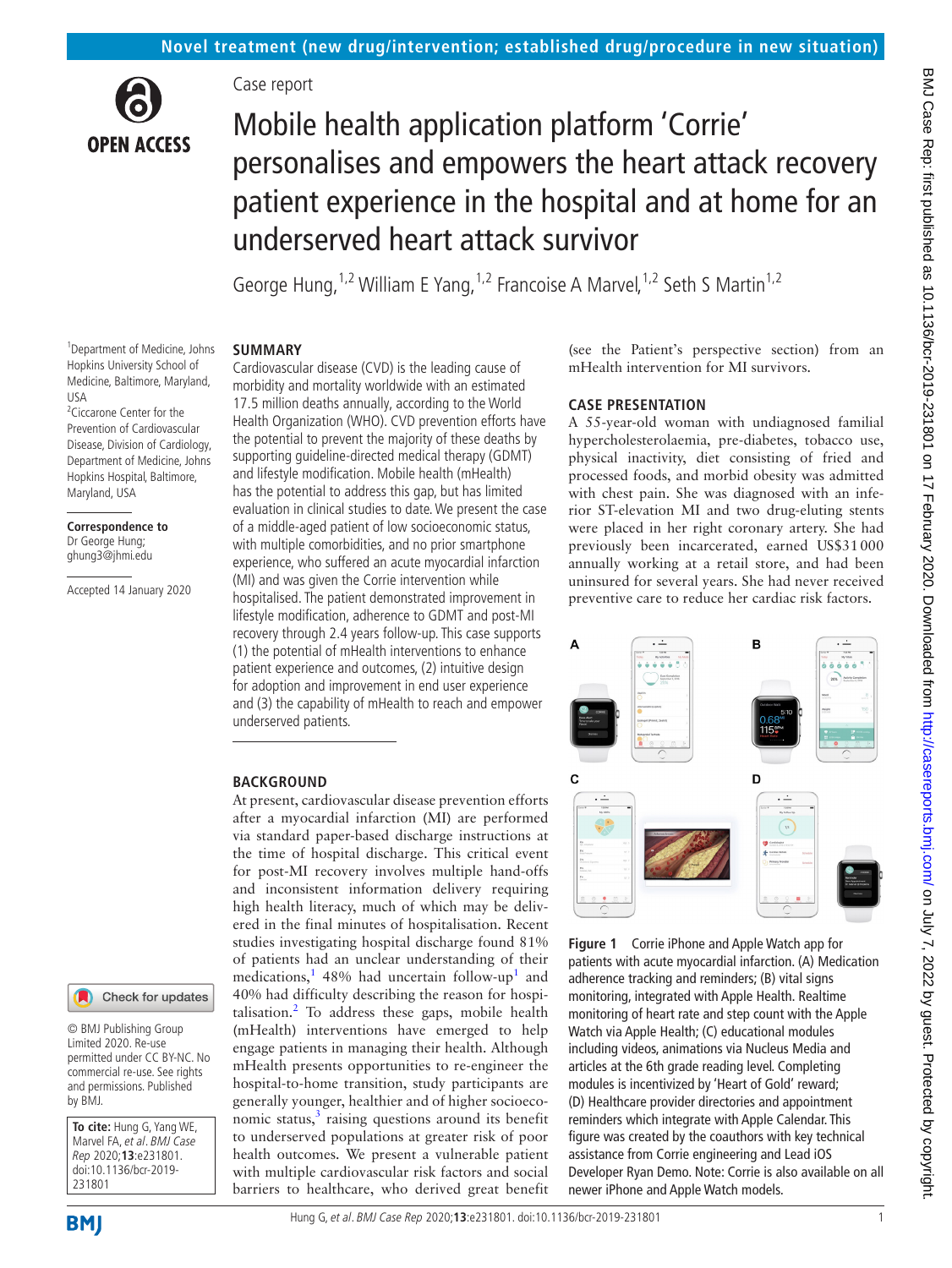Novel treatment (new drug/intervention; established drug/procedure in new situation)

Case report

# Mobile health application platform 'Corrie' personalises and empowers the heart attack recovery patient experience in the hospital and at home for an underserved heart attack survivor

George Hung,[1,2] William E Yang,[1,2] Francoise A Marvel,[1,2] Seth S Martin[1,2]

[1]Department of Medicine, Johns Hopkins University School of Medicine, Baltimore, Maryland, USA
[2]Ciccarone Center for the Prevention of Cardiovascular Disease, Division of Cardiology, Department of Medicine, Johns Hopkins Hospital, Baltimore, Maryland, USA

**Correspondence to**
Dr George Hung; ghung3@jhmi.edu

Accepted 14 January 2020

© BMJ Publishing Group Limited 2020. Re-use permitted under CC BY-NC. No commercial re-use. See rights and permissions. Published by BMJ.

**To cite:** Hung G, Yang WE, Marvel FA, *et al*. *BMJ Case Rep* 2020;**13**:e231801. doi:10.1136/bcr-2019-231801

## SUMMARY

Cardiovascular disease (CVD) is the leading cause of morbidity and mortality worldwide with an estimated 17.5 million deaths annually, according to the World Health Organization (WHO). CVD prevention efforts have the potential to prevent the majority of these deaths by supporting guideline-directed medical therapy (GDMT) and lifestyle modification. Mobile health (mHealth) has the potential to address this gap, but has limited evaluation in clinical studies to date. We present the case of a middle-aged patient of low socioeconomic status, with multiple comorbidities, and no prior smartphone experience, who suffered an acute myocardial infarction (MI) and was given the Corrie intervention while hospitalised. The patient demonstrated improvement in lifestyle modification, adherence to GDMT and post-MI recovery through 2.4 years follow-up. This case supports (1) the potential of mHealth interventions to enhance patient experience and outcomes, (2) intuitive design for adoption and improvement in end user experience and (3) the capability of mHealth to reach and empower underserved patients.

## BACKGROUND

At present, cardiovascular disease prevention efforts after a myocardial infarction (MI) are performed via standard paper-based discharge instructions at the time of hospital discharge. This critical event for post-MI recovery involves multiple hand-offs and inconsistent information delivery requiring high health literacy, much of which may be delivered in the final minutes of hospitalisation. Recent studies investigating hospital discharge found 81% of patients had an unclear understanding of their medications,[1] 48% had uncertain follow-up[1] and 40% had difficulty describing the reason for hospitalisation.[2] To address these gaps, mobile health (mHealth) interventions have emerged to help engage patients in managing their health. Although mHealth presents opportunities to re-engineer the hospital-to-home transition, study participants are generally younger, healthier and of higher socioeconomic status,[3] raising questions around its benefit to underserved populations at greater risk of poor health outcomes. We present a vulnerable patient with multiple cardiovascular risk factors and social barriers to healthcare, who derived great benefit (see the Patient's perspective section) from an mHealth intervention for MI survivors.

## CASE PRESENTATION

A 55-year-old woman with undiagnosed familial hypercholesterolaemia, pre-diabetes, tobacco use, physical inactivity, diet consisting of fried and processed foods, and morbid obesity was admitted with chest pain. She was diagnosed with an inferior ST-elevation MI and two drug-eluting stents were placed in her right coronary artery. She had previously been incarcerated, earned US$31 000 annually working at a retail store, and had been uninsured for several years. She had never received preventive care to reduce her cardiac risk factors.

**Figure 1** Corrie iPhone and Apple Watch app for patients with acute myocardial infarction. (A) Medication adherence tracking and reminders; (B) vital signs monitoring, integrated with Apple Health. Realtime monitoring of heart rate and step count with the Apple Watch via Apple Health; (C) educational modules including videos, animations via Nucleus Media and articles at the 6th grade reading level. Completing modules is incentivized by 'Heart of Gold' reward; (D) Healthcare provider directories and appointment reminders which integrate with Apple Calendar. This figure was created by the coauthors with key technical assistance from Corrie engineering and Lead iOS Developer Ryan Demo. Note: Corrie is also available on all newer iPhone and Apple Watch models.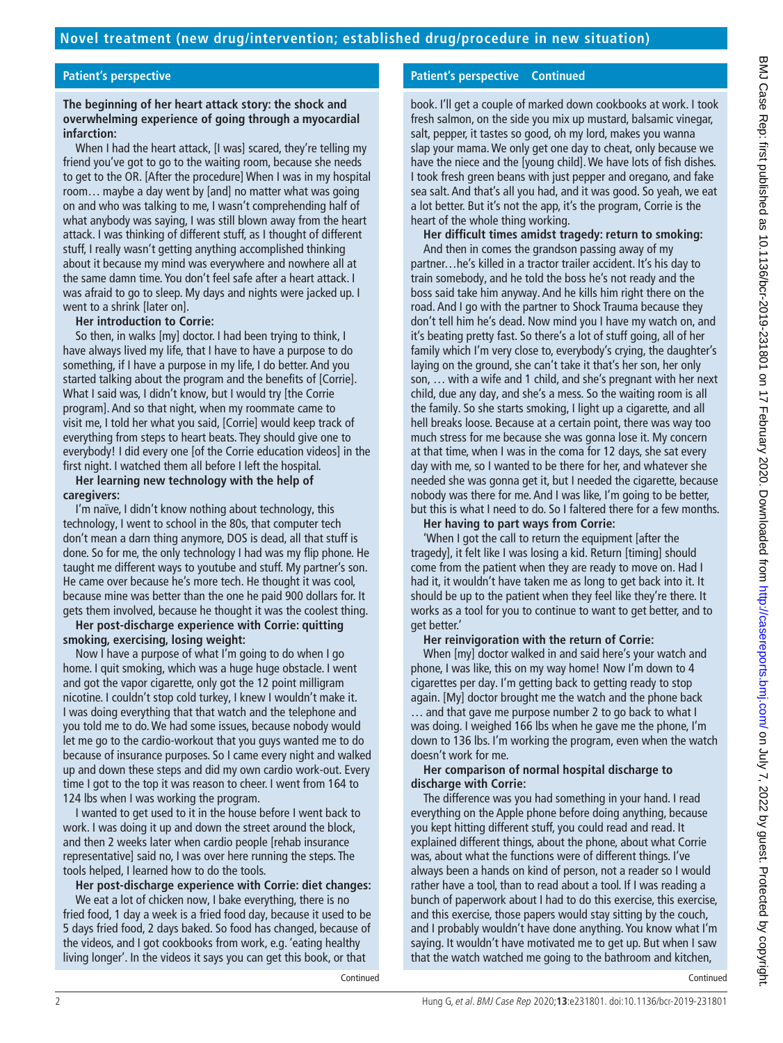## Novel treatment (new drug/intervention; established drug/procedure in new situation)

### Patient's perspective

**The beginning of her heart attack story: the shock and overwhelming experience of going through a myocardial infarction:**

When I had the heart attack, [I was] scared, they're telling my friend you've got to go to the waiting room, because she needs to get to the OR. [After the procedure] When I was in my hospital room… maybe a day went by [and] no matter what was going on and who was talking to me, I wasn't comprehending half of what anybody was saying, I was still blown away from the heart attack. I was thinking of different stuff, as I thought of different stuff, I really wasn't getting anything accomplished thinking about it because my mind was everywhere and nowhere all at the same damn time. You don't feel safe after a heart attack. I was afraid to go to sleep. My days and nights were jacked up. I went to a shrink [later on].

**Her introduction to Corrie:**

So then, in walks [my] doctor. I had been trying to think, I have always lived my life, that I have to have a purpose to do something, if I have a purpose in my life, I do better. And you started talking about the program and the benefits of [Corrie]. What I said was, I didn't know, but I would try [the Corrie program]. And so that night, when my roommate came to visit me, I told her what you said, [Corrie] would keep track of everything from steps to heart beats. They should give one to everybody! I did every one [of the Corrie education videos] in the first night. I watched them all before I left the hospital.

**Her learning new technology with the help of caregivers:**

I'm naïve, I didn't know nothing about technology, this technology, I went to school in the 80s, that computer tech don't mean a darn thing anymore, DOS is dead, all that stuff is done. So for me, the only technology I had was my flip phone. He taught me different ways to youtube and stuff. My partner's son. He came over because he's more tech. He thought it was cool, because mine was better than the one he paid 900 dollars for. It gets them involved, because he thought it was the coolest thing.

**Her post-discharge experience with Corrie: quitting smoking, exercising, losing weight:**

Now I have a purpose of what I'm going to do when I go home. I quit smoking, which was a huge huge obstacle. I went and got the vapor cigarette, only got the 12 point milligram nicotine. I couldn't stop cold turkey, I knew I wouldn't make it. I was doing everything that that watch and the telephone and you told me to do. We had some issues, because nobody would let me go to the cardio-workout that you guys wanted me to do because of insurance purposes. So I came every night and walked up and down these steps and did my own cardio work-out. Every time I got to the top it was reason to cheer. I went from 164 to 124 lbs when I was working the program.

I wanted to get used to it in the house before I went back to work. I was doing it up and down the street around the block, and then 2 weeks later when cardio people [rehab insurance representative] said no, I was over here running the steps. The tools helped, I learned how to do the tools.

**Her post-discharge experience with Corrie: diet changes:**

We eat a lot of chicken now, I bake everything, there is no fried food, 1 day a week is a fried food day, because it used to be 5 days fried food, 2 days baked. So food has changed, because of the videos, and I got cookbooks from work, e.g. 'eating healthy living longer'. In the videos it says you can get this book, or that book. I'll get a couple of marked down cookbooks at work. I took fresh salmon, on the side you mix up mustard, balsamic vinegar, salt, pepper, it tastes so good, oh my lord, makes you wanna slap your mama. We only get one day to cheat, only because we have the niece and the [young child]. We have lots of fish dishes. I took fresh green beans with just pepper and oregano, and fake sea salt. And that's all you had, and it was good. So yeah, we eat a lot better. But it's not the app, it's the program, Corrie is the heart of the whole thing working.

**Her difficult times amidst tragedy: return to smoking:**

And then in comes the grandson passing away of my partner…he's killed in a tractor trailer accident. It's his day to train somebody, and he told the boss he's not ready and the boss said take him anyway. And he kills him right there on the road. And I go with the partner to Shock Trauma because they don't tell him he's dead. Now mind you I have my watch on, and it's beating pretty fast. So there's a lot of stuff going, all of her family which I'm very close to, everybody's crying, the daughter's laying on the ground, she can't take it that's her son, her only son, … with a wife and 1 child, and she's pregnant with her next child, due any day, and she's a mess. So the waiting room is all the family. So she starts smoking, I light up a cigarette, and all hell breaks loose. Because at a certain point, there was way too much stress for me because she was gonna lose it. My concern at that time, when I was in the coma for 12 days, she sat every day with me, so I wanted to be there for her, and whatever she needed she was gonna get it, but I needed the cigarette, because nobody was there for me. And I was like, I'm going to be better, but this is what I need to do. So I faltered there for a few months.

**Her having to part ways from Corrie:**

'When I got the call to return the equipment [after the tragedy], it felt like I was losing a kid. Return [timing] should come from the patient when they are ready to move on. Had I had it, it wouldn't have taken me as long to get back into it. It should be up to the patient when they feel like they're there. It works as a tool for you to continue to want to get better, and to get better.'

**Her reinvigoration with the return of Corrie:**

When [my] doctor walked in and said here's your watch and phone, I was like, this on my way home! Now I'm down to 4 cigarettes per day. I'm getting back to getting ready to stop again. [My] doctor brought me the watch and the phone back … and that gave me purpose number 2 to go back to what I was doing. I weighed 166 lbs when he gave me the phone, I'm down to 136 lbs. I'm working the program, even when the watch doesn't work for me.

**Her comparison of normal hospital discharge to discharge with Corrie:**

The difference was you had something in your hand. I read everything on the Apple phone before doing anything, because you kept hitting different stuff, you could read and read. It explained different things, about the phone, about what Corrie was, about what the functions were of different things. I've always been a hands on kind of person, not a reader so I would rather have a tool, than to read about a tool. If I was reading a bunch of paperwork about I had to do this exercise, this exercise, and this exercise, those papers would stay sitting by the couch, and I probably wouldn't have done anything. You know what I'm saying. It wouldn't have motivated me to get up. But when I saw that the watch watched me going to the bathroom and kitchen,

Continued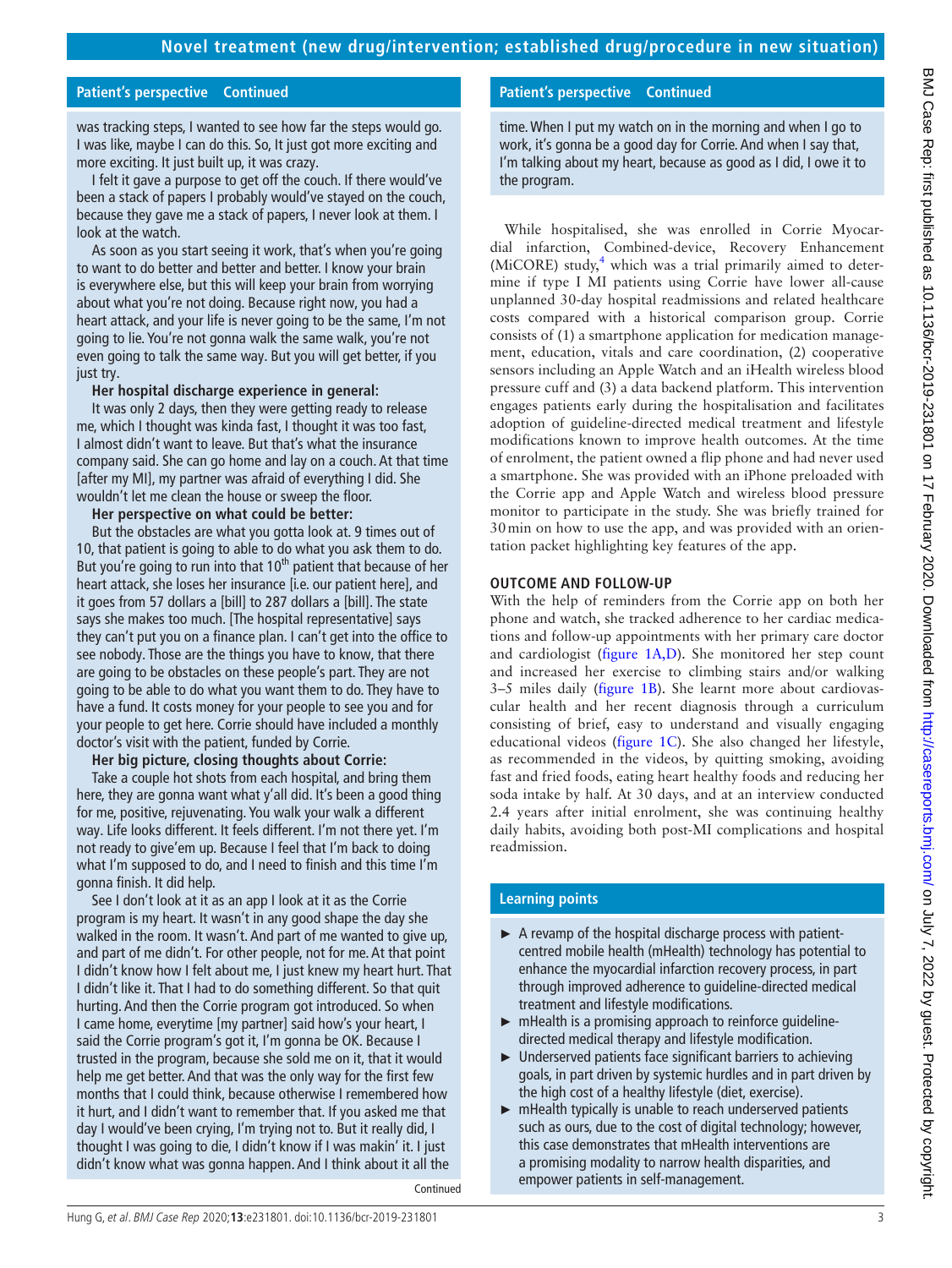## Patient's perspective Continued

was tracking steps, I wanted to see how far the steps would go. I was like, maybe I can do this. So, It just got more exciting and more exciting. It just built up, it was crazy.

I felt it gave a purpose to get off the couch. If there would've been a stack of papers I probably would've stayed on the couch, because they gave me a stack of papers, I never look at them. I look at the watch.

As soon as you start seeing it work, that's when you're going to want to do better and better and better. I know your brain is everywhere else, but this will keep your brain from worrying about what you're not doing. Because right now, you had a heart attack, and your life is never going to be the same, I'm not going to lie. You're not gonna walk the same walk, you're not even going to talk the same way. But you will get better, if you just try.

**Her hospital discharge experience in general:**

It was only 2 days, then they were getting ready to release me, which I thought was kinda fast, I thought it was too fast, I almost didn't want to leave. But that's what the insurance company said. She can go home and lay on a couch. At that time [after my MI], my partner was afraid of everything I did. She wouldn't let me clean the house or sweep the floor.

**Her perspective on what could be better:**

But the obstacles are what you gotta look at. 9 times out of 10, that patient is going to able to do what you ask them to do. But you're going to run into that 10th patient that because of her heart attack, she loses her insurance [i.e. our patient here], and it goes from 57 dollars a [bill] to 287 dollars a [bill]. The state says she makes too much. [The hospital representative] says they can't put you on a finance plan. I can't get into the office to see nobody. Those are the things you have to know, that there are going to be obstacles on these people's part. They are not going to be able to do what you want them to do. They have to have a fund. It costs money for your people to see you and for your people to get here. Corrie should have included a monthly doctor's visit with the patient, funded by Corrie.

**Her big picture, closing thoughts about Corrie:**

Take a couple hot shots from each hospital, and bring them here, they are gonna want what y'all did. It's been a good thing for me, positive, rejuvenating. You walk your walk a different way. Life looks different. It feels different. I'm not there yet. I'm not ready to give'em up. Because I feel that I'm back to doing what I'm supposed to do, and I need to finish and this time I'm gonna finish. It did help.

See I don't look at it as an app I look at it as the Corrie program is my heart. It wasn't in any good shape the day she walked in the room. It wasn't. And part of me wanted to give up, and part of me didn't. For other people, not for me. At that point I didn't know how I felt about me, I just knew my heart hurt. That I didn't like it. That I had to do something different. So that quit hurting. And then the Corrie program got introduced. So when I came home, everytime [my partner] said how's your heart, I said the Corrie program's got it, I'm gonna be OK. Because I trusted in the program, because she sold me on it, that it would help me get better. And that was the only way for the first few months that I could think, because otherwise I remembered how it hurt, and I didn't want to remember that. If you asked me that day I would've been crying, I'm trying not to. But it really did, I thought I was going to die, I didn't know if I was makin' it. I just didn't know what was gonna happen. And I think about it all the time. When I put my watch on in the morning and when I go to work, it's gonna be a good day for Corrie. And when I say that, I'm talking about my heart, because as good as I did, I owe it to the program.

While hospitalised, she was enrolled in Corrie Myocardial infarction, Combined-device, Recovery Enhancement (MiCORE) study,[4] which was a trial primarily aimed to determine if type I MI patients using Corrie have lower all-cause unplanned 30-day hospital readmissions and related healthcare costs compared with a historical comparison group. Corrie consists of (1) a smartphone application for medication management, education, vitals and care coordination, (2) cooperative sensors including an Apple Watch and an iHealth wireless blood pressure cuff and (3) a data backend platform. This intervention engages patients early during the hospitalisation and facilitates adoption of guideline-directed medical treatment and lifestyle modifications known to improve health outcomes. At the time of enrolment, the patient owned a flip phone and had never used a smartphone. She was provided with an iPhone preloaded with the Corrie app and Apple Watch and wireless blood pressure monitor to participate in the study. She was briefly trained for 30 min on how to use the app, and was provided with an orientation packet highlighting key features of the app.

## OUTCOME AND FOLLOW-UP

With the help of reminders from the Corrie app on both her phone and watch, she tracked adherence to her cardiac medications and follow-up appointments with her primary care doctor and cardiologist (figure 1A,D). She monitored her step count and increased her exercise to climbing stairs and/or walking 3–5 miles daily (figure 1B). She learnt more about cardiovascular health and her recent diagnosis through a curriculum consisting of brief, easy to understand and visually engaging educational videos (figure 1C). She also changed her lifestyle, as recommended in the videos, by quitting smoking, avoiding fast and fried foods, eating heart healthy foods and reducing her soda intake by half. At 30 days, and at an interview conducted 2.4 years after initial enrolment, she was continuing healthy daily habits, avoiding both post-MI complications and hospital readmission.

## Learning points

- A revamp of the hospital discharge process with patient-centred mobile health (mHealth) technology has potential to enhance the myocardial infarction recovery process, in part through improved adherence to guideline-directed medical treatment and lifestyle modifications.
- mHealth is a promising approach to reinforce guideline-directed medical therapy and lifestyle modification.
- Underserved patients face significant barriers to achieving goals, in part driven by systemic hurdles and in part driven by the high cost of a healthy lifestyle (diet, exercise).
- mHealth typically is unable to reach underserved patients such as ours, due to the cost of digital technology; however, this case demonstrates that mHealth interventions are a promising modality to narrow health disparities, and empower patients in self-management.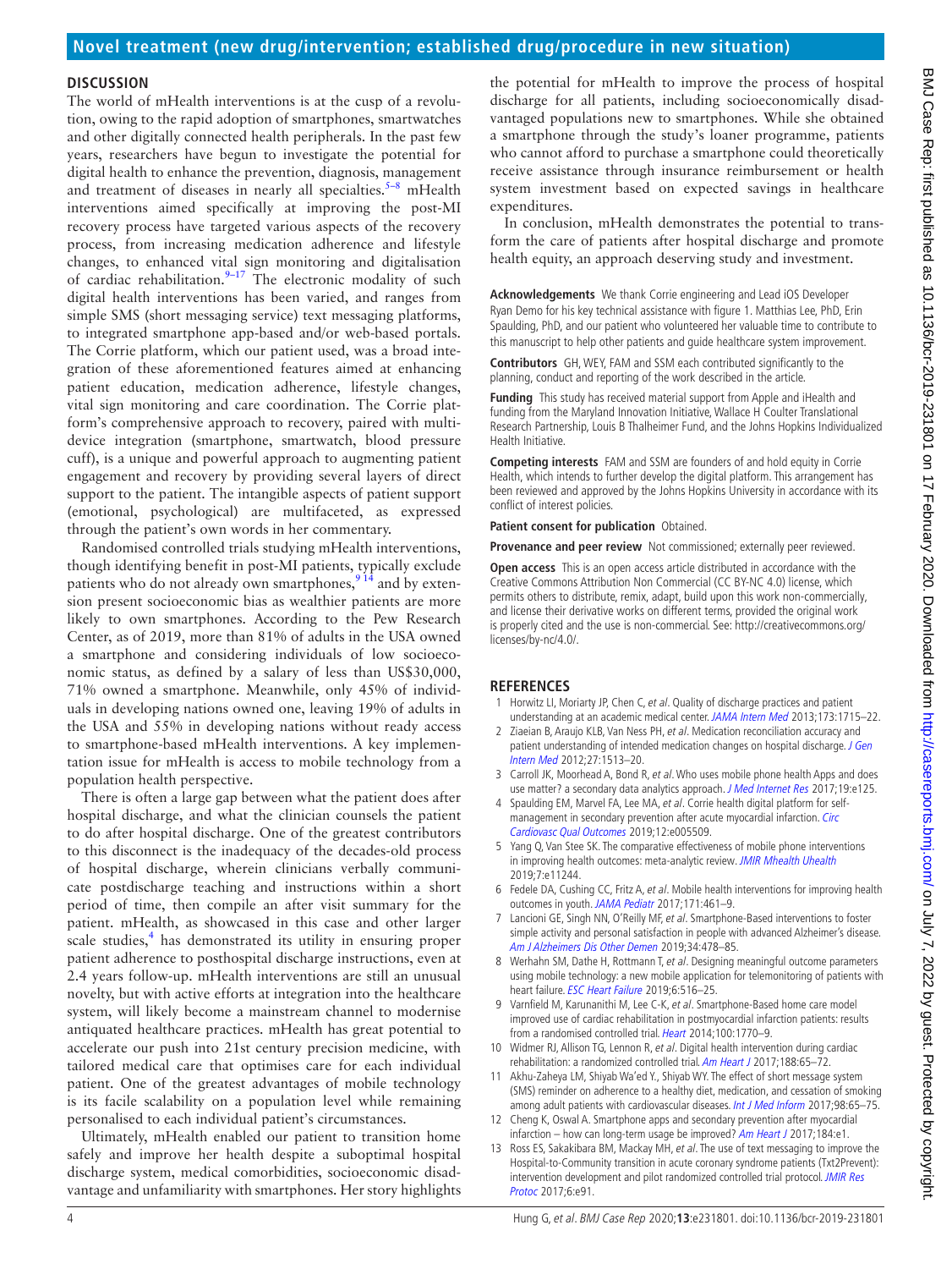## DISCUSSION

The world of mHealth interventions is at the cusp of a revolution, owing to the rapid adoption of smartphones, smartwatches and other digitally connected health peripherals. In the past few years, researchers have begun to investigate the potential for digital health to enhance the prevention, diagnosis, management and treatment of diseases in nearly all specialties.[5–8] mHealth interventions aimed specifically at improving the post-MI recovery process have targeted various aspects of the recovery process, from increasing medication adherence and lifestyle changes, to enhanced vital sign monitoring and digitalisation of cardiac rehabilitation.[9–17] The electronic modality of such digital health interventions has been varied, and ranges from simple SMS (short messaging service) text messaging platforms, to integrated smartphone app-based and/or web-based portals. The Corrie platform, which our patient used, was a broad integration of these aforementioned features aimed at enhancing patient education, medication adherence, lifestyle changes, vital sign monitoring and care coordination. The Corrie platform's comprehensive approach to recovery, paired with multi-device integration (smartphone, smartwatch, blood pressure cuff), is a unique and powerful approach to augmenting patient engagement and recovery by providing several layers of direct support to the patient. The intangible aspects of patient support (emotional, psychological) are multifaceted, as expressed through the patient's own words in her commentary.

Randomised controlled trials studying mHealth interventions, though identifying benefit in post-MI patients, typically exclude patients who do not already own smartphones,[9 14] and by extension present socioeconomic bias as wealthier patients are more likely to own smartphones. According to the Pew Research Center, as of 2019, more than 81% of adults in the USA owned a smartphone and considering individuals of low socioeconomic status, as defined by a salary of less than US$30,000, 71% owned a smartphone. Meanwhile, only 45% of individuals in developing nations owned one, leaving 19% of adults in the USA and 55% in developing nations without ready access to smartphone-based mHealth interventions. A key implementation issue for mHealth is access to mobile technology from a population health perspective.

There is often a large gap between what the patient does after hospital discharge, and what the clinician counsels the patient to do after hospital discharge. One of the greatest contributors to this disconnect is the inadequacy of the decades-old process of hospital discharge, wherein clinicians verbally communicate postdischarge teaching and instructions within a short period of time, then compile an after visit summary for the patient. mHealth, as showcased in this case and other larger scale studies,[4] has demonstrated its utility in ensuring proper patient adherence to posthospital discharge instructions, even at 2.4 years follow-up. mHealth interventions are still an unusual novelty, but with active efforts at integration into the healthcare system, will likely become a mainstream channel to modernise antiquated healthcare practices. mHealth has great potential to accelerate our push into 21st century precision medicine, with tailored medical care that optimises care for each individual patient. One of the greatest advantages of mobile technology is its facile scalability on a population level while remaining personalised to each individual patient's circumstances.

Ultimately, mHealth enabled our patient to transition home safely and improve her health despite a suboptimal hospital discharge system, medical comorbidities, socioeconomic disadvantage and unfamiliarity with smartphones. Her story highlights the potential for mHealth to improve the process of hospital discharge for all patients, including socioeconomically disadvantaged populations new to smartphones. While she obtained a smartphone through the study's loaner programme, patients who cannot afford to purchase a smartphone could theoretically receive assistance through insurance reimbursement or health system investment based on expected savings in healthcare expenditures.

In conclusion, mHealth demonstrates the potential to transform the care of patients after hospital discharge and promote health equity, an approach deserving study and investment.

**Acknowledgements** We thank Corrie engineering and Lead iOS Developer Ryan Demo for his key technical assistance with figure 1. Matthias Lee, PhD, Erin Spaulding, PhD, and our patient who volunteered her valuable time to contribute to this manuscript to help other patients and guide healthcare system improvement.

**Contributors** GH, WEY, FAM and SSM each contributed significantly to the planning, conduct and reporting of the work described in the article.

**Funding** This study has received material support from Apple and iHealth and funding from the Maryland Innovation Initiative, Wallace H Coulter Translational Research Partnership, Louis B Thalheimer Fund, and the Johns Hopkins Individualized Health Initiative.

**Competing interests** FAM and SSM are founders of and hold equity in Corrie Health, which intends to further develop the digital platform. This arrangement has been reviewed and approved by the Johns Hopkins University in accordance with its conflict of interest policies.

**Patient consent for publication** Obtained.

**Provenance and peer review** Not commissioned; externally peer reviewed.

**Open access** This is an open access article distributed in accordance with the Creative Commons Attribution Non Commercial (CC BY-NC 4.0) license, which permits others to distribute, remix, adapt, build upon this work non-commercially, and license their derivative works on different terms, provided the original work is properly cited and the use is non-commercial. See: http://creativecommons.org/licenses/by-nc/4.0/.

## REFERENCES

1. Horwitz LI, Moriarty JP, Chen C, *et al*. Quality of discharge practices and patient understanding at an academic medical center. *JAMA Intern Med* 2013;173:1715–22.
2. Ziaeian B, Araujo KLB, Van Ness PH, *et al*. Medication reconciliation accuracy and patient understanding of intended medication changes on hospital discharge. *J Gen Intern Med* 2012;27:1513–20.
3. Carroll JK, Moorhead A, Bond R, *et al*. Who uses mobile phone health Apps and does use matter? a secondary data analytics approach. *J Med Internet Res* 2017;19:e125.
4. Spaulding EM, Marvel FA, Lee MA, *et al*. Corrie health digital platform for self-management in secondary prevention after acute myocardial infarction. *Circ Cardiovasc Qual Outcomes* 2019;12:e005509.
5. Yang Q, Van Stee SK. The comparative effectiveness of mobile phone interventions in improving health outcomes: meta-analytic review. *JMIR Mhealth Uhealth* 2019;7:e11244.
6. Fedele DA, Cushing CC, Fritz A, *et al*. Mobile health interventions for improving health outcomes in youth. *JAMA Pediatr* 2017;171:461–9.
7. Lancioni GE, Singh NN, O'Reilly MF, *et al*. Smartphone-Based interventions to foster simple activity and personal satisfaction in people with advanced Alzheimer's disease. *Am J Alzheimers Dis Other Demen* 2019;34:478–85.
8. Werhahn SM, Dathe H, Rottmann T, *et al*. Designing meaningful outcome parameters using mobile technology: a new mobile application for telemonitoring of patients with heart failure. *ESC Heart Failure* 2019;6:516–25.
9. Varnfield M, Karunanithi M, Lee C-K, *et al*. Smartphone-Based home care model improved use of cardiac rehabilitation in postmyocardial infarction patients: results from a randomised controlled trial. *Heart* 2014;100:1770–9.
10. Widmer RJ, Allison TG, Lennon R, *et al*. Digital health intervention during cardiac rehabilitation: a randomized controlled trial. *Am Heart J* 2017;188:65–72.
11. Akhu-Zaheya LM, Shiyab Wa'ed Y., Shiyab WY. The effect of short message system (SMS) reminder on adherence to a healthy diet, medication, and cessation of smoking among adult patients with cardiovascular diseases. *Int J Med Inform* 2017;98:65–75.
12. Cheng K, Oswal A. Smartphone apps and secondary prevention after myocardial infarction – how can long-term usage be improved? *Am Heart J* 2017;184:e1.
13. Ross ES, Sakakibara BM, Mackay MH, *et al*. The use of text messaging to improve the Hospital-to-Community transition in acute coronary syndrome patients (Txt2Prevent): intervention development and pilot randomized controlled trial protocol. *JMIR Res Protoc* 2017;6:e91.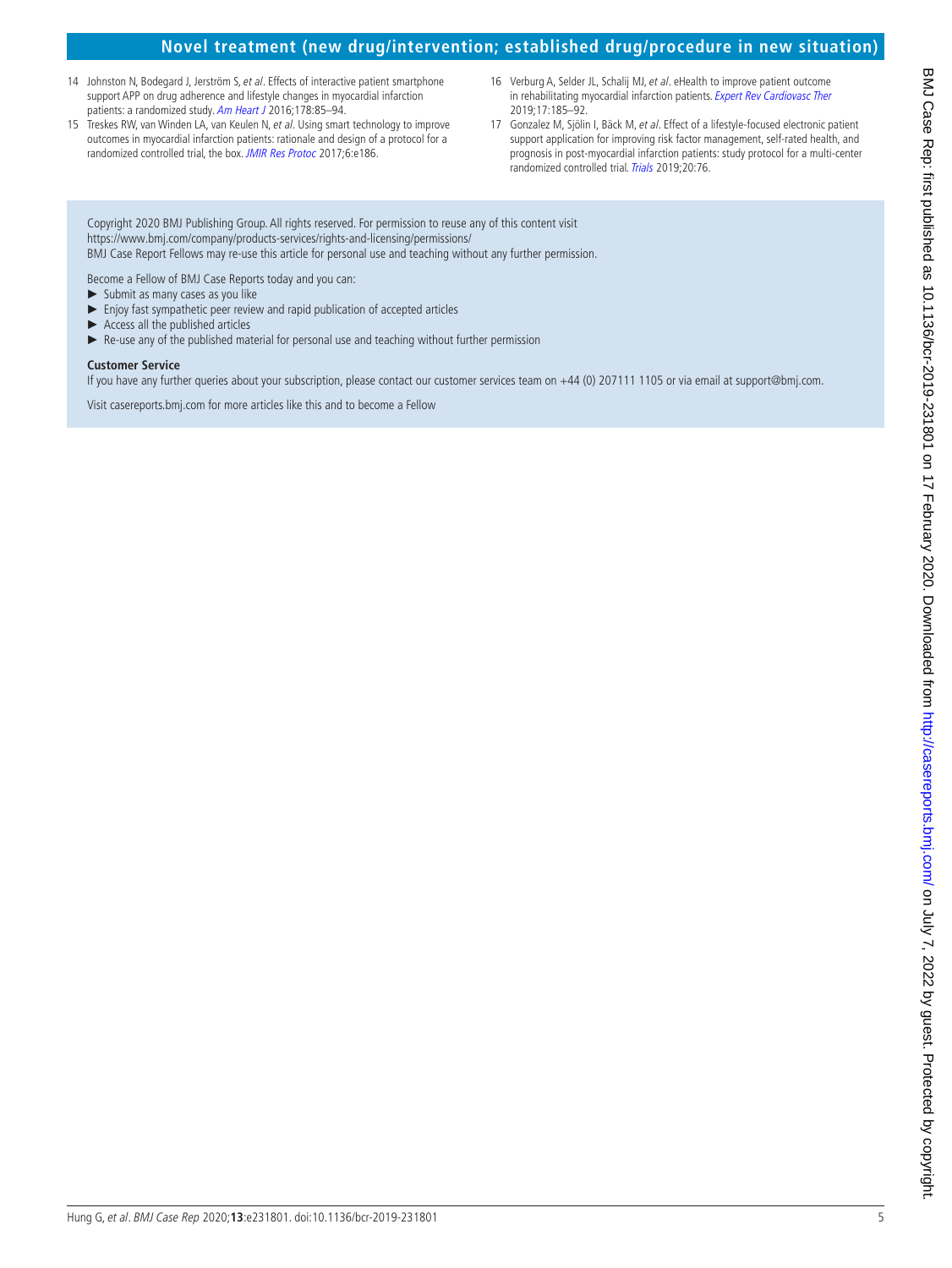14 Johnston N, Bodegard J, Jerström S, *et al*. Effects of interactive patient smartphone support APP on drug adherence and lifestyle changes in myocardial infarction patients: a randomized study. *Am Heart J* 2016;178:85–94.

15 Treskes RW, van Winden LA, van Keulen N, *et al*. Using smart technology to improve outcomes in myocardial infarction patients: rationale and design of a protocol for a randomized controlled trial, the box. *JMIR Res Protoc* 2017;6:e186.

16 Verburg A, Selder JL, Schalij MJ, *et al*. eHealth to improve patient outcome in rehabilitating myocardial infarction patients. *Expert Rev Cardiovasc Ther* 2019;17:185–92.

17 Gonzalez M, Sjölin I, Bäck M, *et al*. Effect of a lifestyle-focused electronic patient support application for improving risk factor management, self-rated health, and prognosis in post-myocardial infarction patients: study protocol for a multi-center randomized controlled trial. *Trials* 2019;20:76.

Copyright 2020 BMJ Publishing Group. All rights reserved. For permission to reuse any of this content visit
https://www.bmj.com/company/products-services/rights-and-licensing/permissions/
BMJ Case Report Fellows may re-use this article for personal use and teaching without any further permission.

Become a Fellow of BMJ Case Reports today and you can:

- Submit as many cases as you like
- Enjoy fast sympathetic peer review and rapid publication of accepted articles
- Access all the published articles
- Re-use any of the published material for personal use and teaching without further permission

**Customer Service**

If you have any further queries about your subscription, please contact our customer services team on +44 (0) 207111 1105 or via email at support@bmj.com.

Visit casereports.bmj.com for more articles like this and to become a Fellow